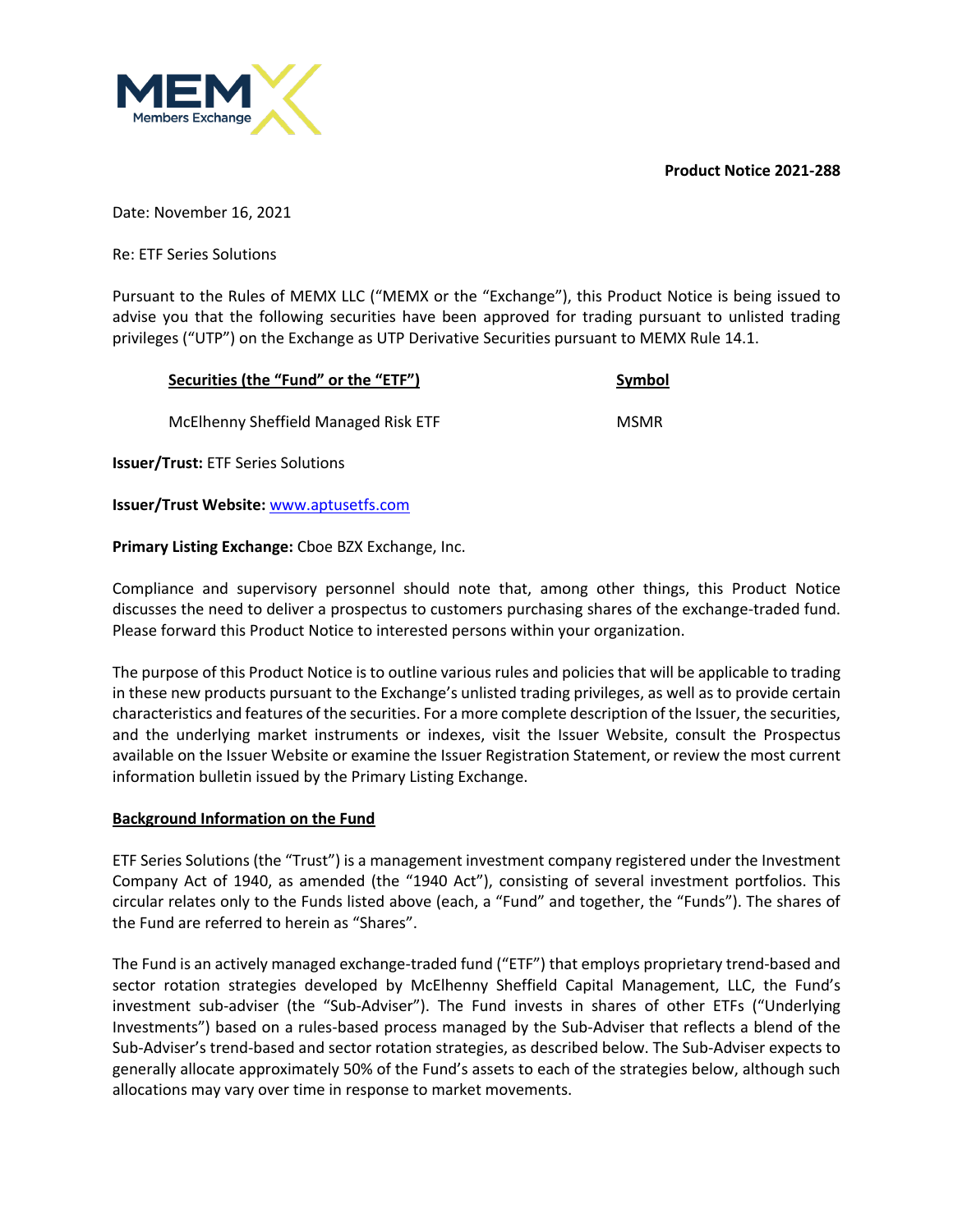**Product Notice 2021-288**

Date: November 16, 2021

Re: ETF Series Solutions

Pursuant to the Rules of MEMX LLC ("MEMX or the "Exchange"), this Product Notice is being issued to advise you that the following securities have been approved for trading pursuant to unlisted trading privileges ("UTP") on the Exchange as UTP Derivative Securities pursuant to MEMX Rule 14.1.

| Securities (the "Fund" or the "ETF") | Symbol |
| --- | --- |
| McElhenny Sheffield Managed Risk ETF | MSMR |

**Issuer/Trust:** ETF Series Solutions

**Issuer/Trust Website:** www.aptusetfs.com

**Primary Listing Exchange:** Cboe BZX Exchange, Inc.

Compliance and supervisory personnel should note that, among other things, this Product Notice discusses the need to deliver a prospectus to customers purchasing shares of the exchange-traded fund. Please forward this Product Notice to interested persons within your organization.

The purpose of this Product Notice is to outline various rules and policies that will be applicable to trading in these new products pursuant to the Exchange's unlisted trading privileges, as well as to provide certain characteristics and features of the securities. For a more complete description of the Issuer, the securities, and the underlying market instruments or indexes, visit the Issuer Website, consult the Prospectus available on the Issuer Website or examine the Issuer Registration Statement, or review the most current information bulletin issued by the Primary Listing Exchange.

**Background Information on the Fund**

ETF Series Solutions (the "Trust") is a management investment company registered under the Investment Company Act of 1940, as amended (the "1940 Act"), consisting of several investment portfolios. This circular relates only to the Funds listed above (each, a "Fund" and together, the "Funds"). The shares of the Fund are referred to herein as "Shares".

The Fund is an actively managed exchange-traded fund ("ETF") that employs proprietary trend-based and sector rotation strategies developed by McElhenny Sheffield Capital Management, LLC, the Fund's investment sub-adviser (the "Sub-Adviser"). The Fund invests in shares of other ETFs ("Underlying Investments") based on a rules-based process managed by the Sub-Adviser that reflects a blend of the Sub-Adviser's trend-based and sector rotation strategies, as described below. The Sub-Adviser expects to generally allocate approximately 50% of the Fund's assets to each of the strategies below, although such allocations may vary over time in response to market movements.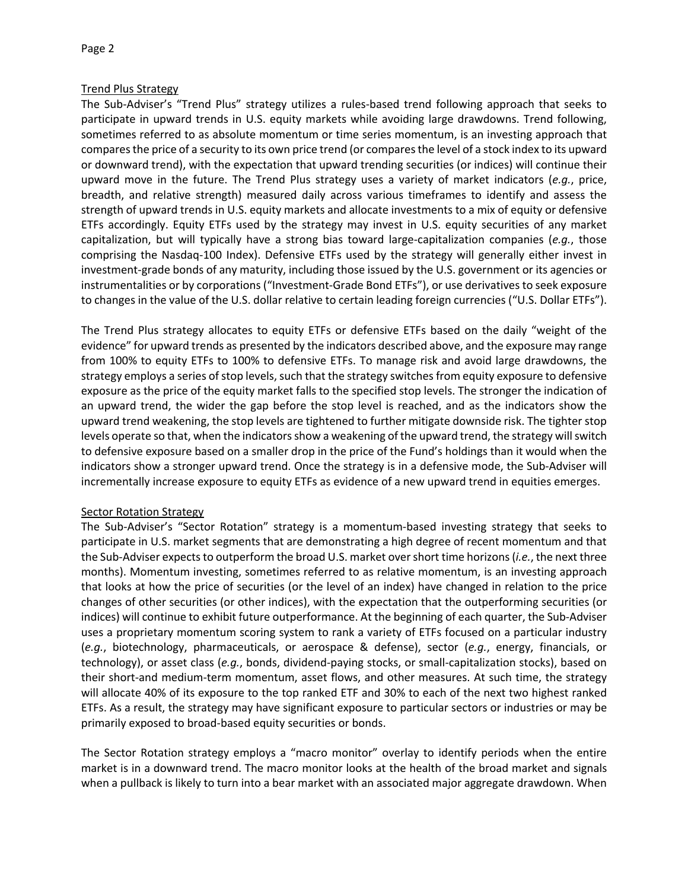## Trend Plus Strategy

The Sub-Adviser's "Trend Plus" strategy utilizes a rules-based trend following approach that seeks to participate in upward trends in U.S. equity markets while avoiding large drawdowns. Trend following, sometimes referred to as absolute momentum or time series momentum, is an investing approach that compares the price of a security to its own price trend (or compares the level of a stock index to its upward or downward trend), with the expectation that upward trending securities (or indices) will continue their upward move in the future. The Trend Plus strategy uses a variety of market indicators (*e.g.*, price, breadth, and relative strength) measured daily across various timeframes to identify and assess the strength of upward trends in U.S. equity markets and allocate investments to a mix of equity or defensive ETFs accordingly. Equity ETFs used by the strategy may invest in U.S. equity securities of any market capitalization, but will typically have a strong bias toward large-capitalization companies (*e.g.*, those comprising the Nasdaq-100 Index). Defensive ETFs used by the strategy will generally either invest in investment-grade bonds of any maturity, including those issued by the U.S. government or its agencies or instrumentalities or by corporations ("Investment-Grade Bond ETFs"), or use derivatives to seek exposure to changes in the value of the U.S. dollar relative to certain leading foreign currencies ("U.S. Dollar ETFs").

The Trend Plus strategy allocates to equity ETFs or defensive ETFs based on the daily "weight of the evidence" for upward trends as presented by the indicators described above, and the exposure may range from 100% to equity ETFs to 100% to defensive ETFs. To manage risk and avoid large drawdowns, the strategy employs a series of stop levels, such that the strategy switches from equity exposure to defensive exposure as the price of the equity market falls to the specified stop levels. The stronger the indication of an upward trend, the wider the gap before the stop level is reached, and as the indicators show the upward trend weakening, the stop levels are tightened to further mitigate downside risk. The tighter stop levels operate so that, when the indicators show a weakening of the upward trend, the strategy will switch to defensive exposure based on a smaller drop in the price of the Fund's holdings than it would when the indicators show a stronger upward trend. Once the strategy is in a defensive mode, the Sub-Adviser will incrementally increase exposure to equity ETFs as evidence of a new upward trend in equities emerges.

## Sector Rotation Strategy

The Sub-Adviser's "Sector Rotation" strategy is a momentum-based investing strategy that seeks to participate in U.S. market segments that are demonstrating a high degree of recent momentum and that the Sub-Adviser expects to outperform the broad U.S. market over short time horizons (*i.e.*, the next three months). Momentum investing, sometimes referred to as relative momentum, is an investing approach that looks at how the price of securities (or the level of an index) have changed in relation to the price changes of other securities (or other indices), with the expectation that the outperforming securities (or indices) will continue to exhibit future outperformance. At the beginning of each quarter, the Sub-Adviser uses a proprietary momentum scoring system to rank a variety of ETFs focused on a particular industry (*e.g.*, biotechnology, pharmaceuticals, or aerospace & defense), sector (*e.g.*, energy, financials, or technology), or asset class (*e.g.*, bonds, dividend-paying stocks, or small-capitalization stocks), based on their short-and medium-term momentum, asset flows, and other measures. At such time, the strategy will allocate 40% of its exposure to the top ranked ETF and 30% to each of the next two highest ranked ETFs. As a result, the strategy may have significant exposure to particular sectors or industries or may be primarily exposed to broad-based equity securities or bonds.

The Sector Rotation strategy employs a "macro monitor" overlay to identify periods when the entire market is in a downward trend. The macro monitor looks at the health of the broad market and signals when a pullback is likely to turn into a bear market with an associated major aggregate drawdown. When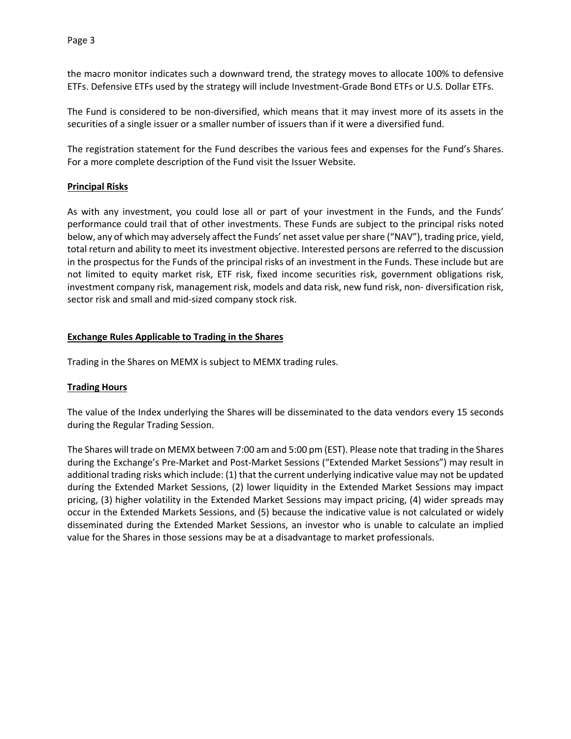the macro monitor indicates such a downward trend, the strategy moves to allocate 100% to defensive ETFs. Defensive ETFs used by the strategy will include Investment-Grade Bond ETFs or U.S. Dollar ETFs.

The Fund is considered to be non-diversified, which means that it may invest more of its assets in the securities of a single issuer or a smaller number of issuers than if it were a diversified fund.

The registration statement for the Fund describes the various fees and expenses for the Fund's Shares. For a more complete description of the Fund visit the Issuer Website.

**Principal Risks**

As with any investment, you could lose all or part of your investment in the Funds, and the Funds' performance could trail that of other investments. These Funds are subject to the principal risks noted below, any of which may adversely affect the Funds' net asset value per share ("NAV"), trading price, yield, total return and ability to meet its investment objective. Interested persons are referred to the discussion in the prospectus for the Funds of the principal risks of an investment in the Funds. These include but are not limited to equity market risk, ETF risk, fixed income securities risk, government obligations risk, investment company risk, management risk, models and data risk, new fund risk, non- diversification risk, sector risk and small and mid-sized company stock risk.

**Exchange Rules Applicable to Trading in the Shares**

Trading in the Shares on MEMX is subject to MEMX trading rules.

**Trading Hours**

The value of the Index underlying the Shares will be disseminated to the data vendors every 15 seconds during the Regular Trading Session.

The Shares will trade on MEMX between 7:00 am and 5:00 pm (EST). Please note that trading in the Shares during the Exchange's Pre-Market and Post-Market Sessions ("Extended Market Sessions") may result in additional trading risks which include: (1) that the current underlying indicative value may not be updated during the Extended Market Sessions, (2) lower liquidity in the Extended Market Sessions may impact pricing, (3) higher volatility in the Extended Market Sessions may impact pricing, (4) wider spreads may occur in the Extended Markets Sessions, and (5) because the indicative value is not calculated or widely disseminated during the Extended Market Sessions, an investor who is unable to calculate an implied value for the Shares in those sessions may be at a disadvantage to market professionals.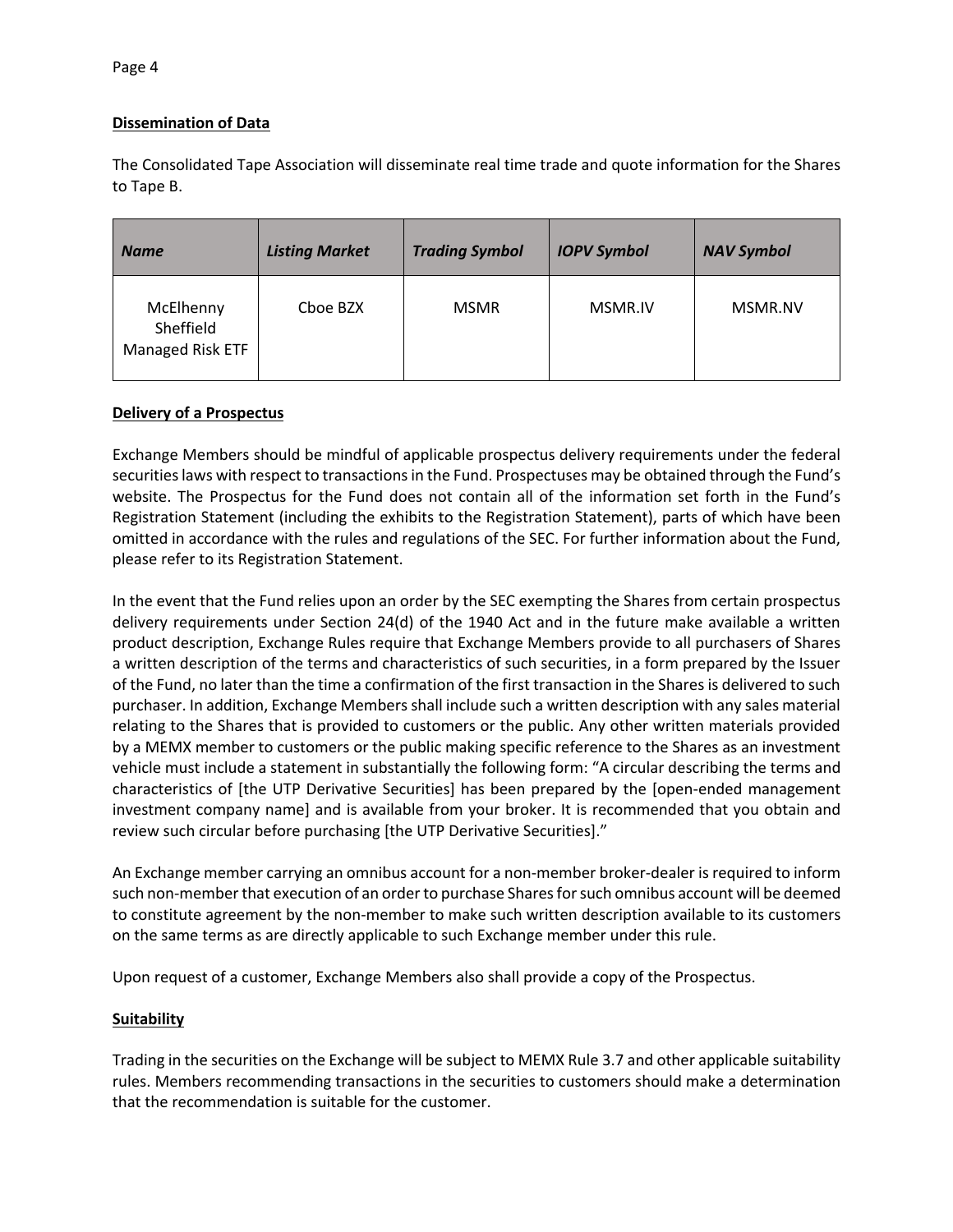**Dissemination of Data**

The Consolidated Tape Association will disseminate real time trade and quote information for the Shares to Tape B.

| ***Name*** | ***Listing Market*** | ***Trading Symbol*** | ***IOPV Symbol*** | ***NAV Symbol*** |
| --- | --- | --- | --- | --- |
| McElhenny Sheffield Managed Risk ETF | Cboe BZX | MSMR | MSMR.IV | MSMR.NV |

**Delivery of a Prospectus**

Exchange Members should be mindful of applicable prospectus delivery requirements under the federal securities laws with respect to transactions in the Fund. Prospectuses may be obtained through the Fund's website. The Prospectus for the Fund does not contain all of the information set forth in the Fund's Registration Statement (including the exhibits to the Registration Statement), parts of which have been omitted in accordance with the rules and regulations of the SEC. For further information about the Fund, please refer to its Registration Statement.

In the event that the Fund relies upon an order by the SEC exempting the Shares from certain prospectus delivery requirements under Section 24(d) of the 1940 Act and in the future make available a written product description, Exchange Rules require that Exchange Members provide to all purchasers of Shares a written description of the terms and characteristics of such securities, in a form prepared by the Issuer of the Fund, no later than the time a confirmation of the first transaction in the Shares is delivered to such purchaser. In addition, Exchange Members shall include such a written description with any sales material relating to the Shares that is provided to customers or the public. Any other written materials provided by a MEMX member to customers or the public making specific reference to the Shares as an investment vehicle must include a statement in substantially the following form: "A circular describing the terms and characteristics of [the UTP Derivative Securities] has been prepared by the [open-ended management investment company name] and is available from your broker. It is recommended that you obtain and review such circular before purchasing [the UTP Derivative Securities]."

An Exchange member carrying an omnibus account for a non-member broker-dealer is required to inform such non-member that execution of an order to purchase Shares for such omnibus account will be deemed to constitute agreement by the non-member to make such written description available to its customers on the same terms as are directly applicable to such Exchange member under this rule.

Upon request of a customer, Exchange Members also shall provide a copy of the Prospectus.

**Suitability**

Trading in the securities on the Exchange will be subject to MEMX Rule 3.7 and other applicable suitability rules. Members recommending transactions in the securities to customers should make a determination that the recommendation is suitable for the customer.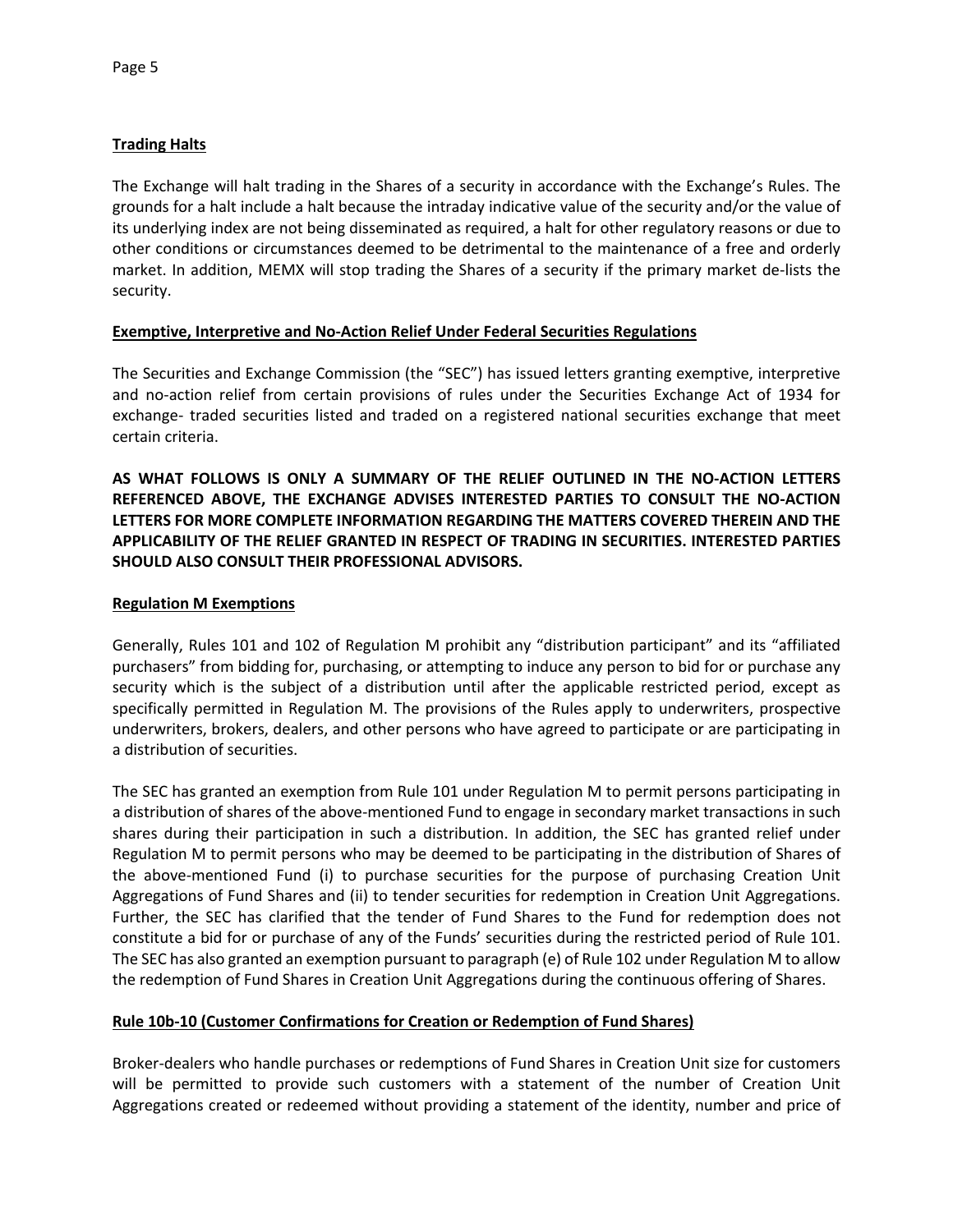**Trading Halts**

The Exchange will halt trading in the Shares of a security in accordance with the Exchange's Rules. The grounds for a halt include a halt because the intraday indicative value of the security and/or the value of its underlying index are not being disseminated as required, a halt for other regulatory reasons or due to other conditions or circumstances deemed to be detrimental to the maintenance of a free and orderly market. In addition, MEMX will stop trading the Shares of a security if the primary market de-lists the security.

**Exemptive, Interpretive and No-Action Relief Under Federal Securities Regulations**

The Securities and Exchange Commission (the "SEC") has issued letters granting exemptive, interpretive and no-action relief from certain provisions of rules under the Securities Exchange Act of 1934 for exchange- traded securities listed and traded on a registered national securities exchange that meet certain criteria.

**AS WHAT FOLLOWS IS ONLY A SUMMARY OF THE RELIEF OUTLINED IN THE NO-ACTION LETTERS REFERENCED ABOVE, THE EXCHANGE ADVISES INTERESTED PARTIES TO CONSULT THE NO-ACTION LETTERS FOR MORE COMPLETE INFORMATION REGARDING THE MATTERS COVERED THEREIN AND THE APPLICABILITY OF THE RELIEF GRANTED IN RESPECT OF TRADING IN SECURITIES. INTERESTED PARTIES SHOULD ALSO CONSULT THEIR PROFESSIONAL ADVISORS.**

**Regulation M Exemptions**

Generally, Rules 101 and 102 of Regulation M prohibit any "distribution participant" and its "affiliated purchasers" from bidding for, purchasing, or attempting to induce any person to bid for or purchase any security which is the subject of a distribution until after the applicable restricted period, except as specifically permitted in Regulation M. The provisions of the Rules apply to underwriters, prospective underwriters, brokers, dealers, and other persons who have agreed to participate or are participating in a distribution of securities.

The SEC has granted an exemption from Rule 101 under Regulation M to permit persons participating in a distribution of shares of the above-mentioned Fund to engage in secondary market transactions in such shares during their participation in such a distribution. In addition, the SEC has granted relief under Regulation M to permit persons who may be deemed to be participating in the distribution of Shares of the above-mentioned Fund (i) to purchase securities for the purpose of purchasing Creation Unit Aggregations of Fund Shares and (ii) to tender securities for redemption in Creation Unit Aggregations. Further, the SEC has clarified that the tender of Fund Shares to the Fund for redemption does not constitute a bid for or purchase of any of the Funds' securities during the restricted period of Rule 101. The SEC has also granted an exemption pursuant to paragraph (e) of Rule 102 under Regulation M to allow the redemption of Fund Shares in Creation Unit Aggregations during the continuous offering of Shares.

**Rule 10b-10 (Customer Confirmations for Creation or Redemption of Fund Shares)**

Broker-dealers who handle purchases or redemptions of Fund Shares in Creation Unit size for customers will be permitted to provide such customers with a statement of the number of Creation Unit Aggregations created or redeemed without providing a statement of the identity, number and price of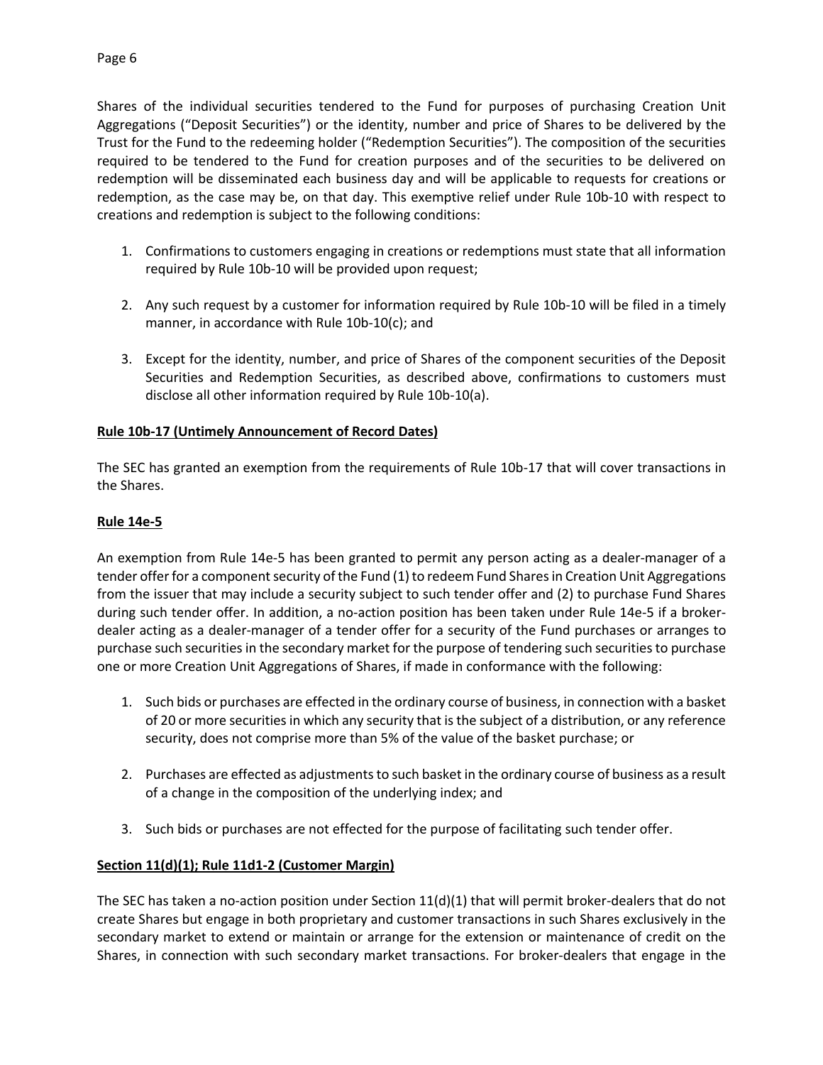Shares of the individual securities tendered to the Fund for purposes of purchasing Creation Unit Aggregations ("Deposit Securities") or the identity, number and price of Shares to be delivered by the Trust for the Fund to the redeeming holder ("Redemption Securities"). The composition of the securities required to be tendered to the Fund for creation purposes and of the securities to be delivered on redemption will be disseminated each business day and will be applicable to requests for creations or redemption, as the case may be, on that day. This exemptive relief under Rule 10b-10 with respect to creations and redemption is subject to the following conditions:

1. Confirmations to customers engaging in creations or redemptions must state that all information required by Rule 10b-10 will be provided upon request;

2. Any such request by a customer for information required by Rule 10b-10 will be filed in a timely manner, in accordance with Rule 10b-10(c); and

3. Except for the identity, number, and price of Shares of the component securities of the Deposit Securities and Redemption Securities, as described above, confirmations to customers must disclose all other information required by Rule 10b-10(a).

**Rule 10b-17 (Untimely Announcement of Record Dates)**

The SEC has granted an exemption from the requirements of Rule 10b-17 that will cover transactions in the Shares.

**Rule 14e-5**

An exemption from Rule 14e-5 has been granted to permit any person acting as a dealer-manager of a tender offer for a component security of the Fund (1) to redeem Fund Shares in Creation Unit Aggregations from the issuer that may include a security subject to such tender offer and (2) to purchase Fund Shares during such tender offer. In addition, a no-action position has been taken under Rule 14e-5 if a broker-dealer acting as a dealer-manager of a tender offer for a security of the Fund purchases or arranges to purchase such securities in the secondary market for the purpose of tendering such securities to purchase one or more Creation Unit Aggregations of Shares, if made in conformance with the following:

1. Such bids or purchases are effected in the ordinary course of business, in connection with a basket of 20 or more securities in which any security that is the subject of a distribution, or any reference security, does not comprise more than 5% of the value of the basket purchase; or

2. Purchases are effected as adjustments to such basket in the ordinary course of business as a result of a change in the composition of the underlying index; and

3. Such bids or purchases are not effected for the purpose of facilitating such tender offer.

**Section 11(d)(1); Rule 11d1-2 (Customer Margin)**

The SEC has taken a no-action position under Section 11(d)(1) that will permit broker-dealers that do not create Shares but engage in both proprietary and customer transactions in such Shares exclusively in the secondary market to extend or maintain or arrange for the extension or maintenance of credit on the Shares, in connection with such secondary market transactions. For broker-dealers that engage in the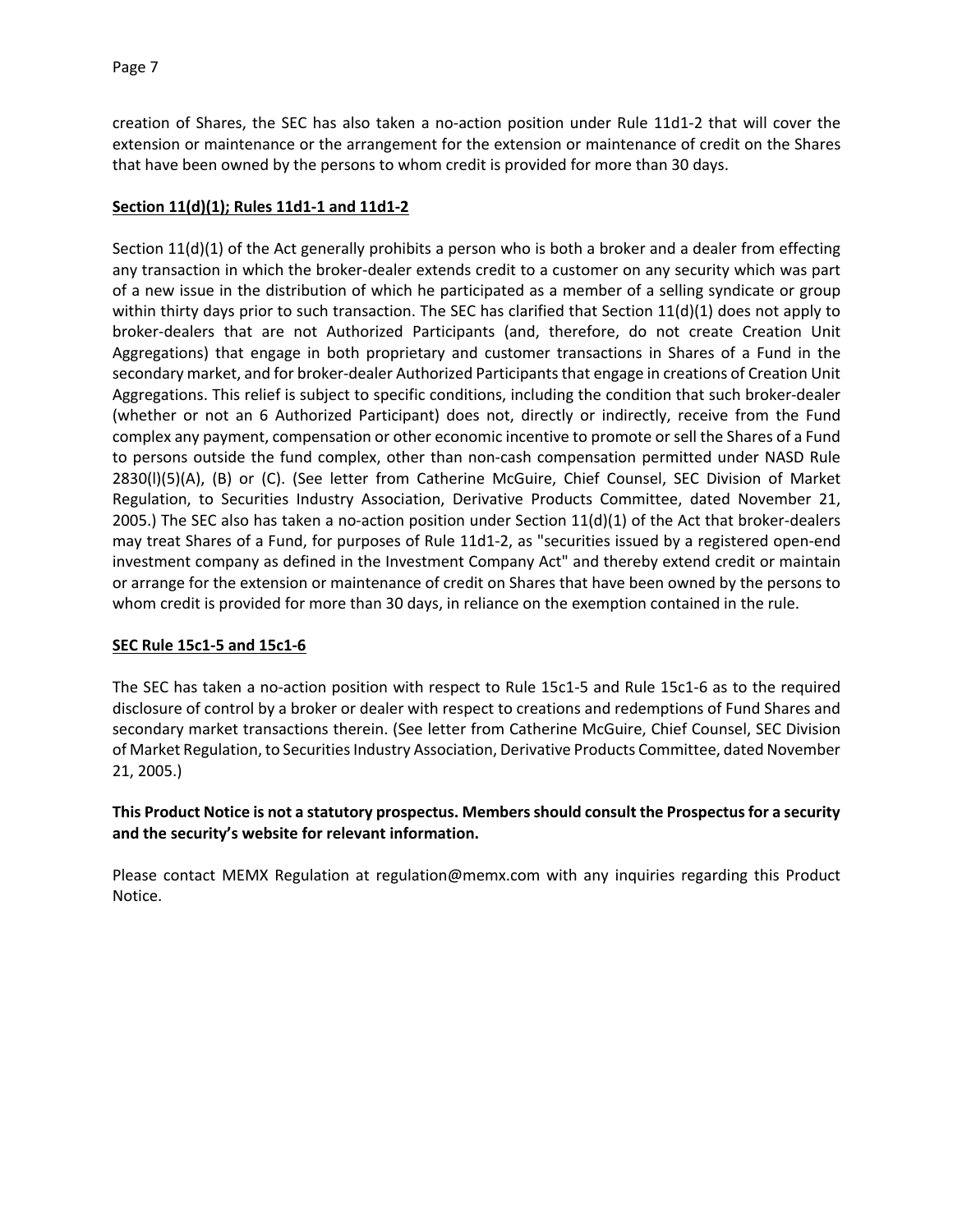creation of Shares, the SEC has also taken a no-action position under Rule 11d1-2 that will cover the extension or maintenance or the arrangement for the extension or maintenance of credit on the Shares that have been owned by the persons to whom credit is provided for more than 30 days.

**Section 11(d)(1); Rules 11d1-1 and 11d1-2**

Section 11(d)(1) of the Act generally prohibits a person who is both a broker and a dealer from effecting any transaction in which the broker-dealer extends credit to a customer on any security which was part of a new issue in the distribution of which he participated as a member of a selling syndicate or group within thirty days prior to such transaction. The SEC has clarified that Section 11(d)(1) does not apply to broker-dealers that are not Authorized Participants (and, therefore, do not create Creation Unit Aggregations) that engage in both proprietary and customer transactions in Shares of a Fund in the secondary market, and for broker-dealer Authorized Participants that engage in creations of Creation Unit Aggregations. This relief is subject to specific conditions, including the condition that such broker-dealer (whether or not an 6 Authorized Participant) does not, directly or indirectly, receive from the Fund complex any payment, compensation or other economic incentive to promote or sell the Shares of a Fund to persons outside the fund complex, other than non-cash compensation permitted under NASD Rule 2830(l)(5)(A), (B) or (C). (See letter from Catherine McGuire, Chief Counsel, SEC Division of Market Regulation, to Securities Industry Association, Derivative Products Committee, dated November 21, 2005.) The SEC also has taken a no-action position under Section 11(d)(1) of the Act that broker-dealers may treat Shares of a Fund, for purposes of Rule 11d1-2, as "securities issued by a registered open-end investment company as defined in the Investment Company Act" and thereby extend credit or maintain or arrange for the extension or maintenance of credit on Shares that have been owned by the persons to whom credit is provided for more than 30 days, in reliance on the exemption contained in the rule.

**SEC Rule 15c1-5 and 15c1-6**

The SEC has taken a no-action position with respect to Rule 15c1-5 and Rule 15c1-6 as to the required disclosure of control by a broker or dealer with respect to creations and redemptions of Fund Shares and secondary market transactions therein. (See letter from Catherine McGuire, Chief Counsel, SEC Division of Market Regulation, to Securities Industry Association, Derivative Products Committee, dated November 21, 2005.)

**This Product Notice is not a statutory prospectus. Members should consult the Prospectus for a security and the security's website for relevant information.**

Please contact MEMX Regulation at regulation@memx.com with any inquiries regarding this Product Notice.